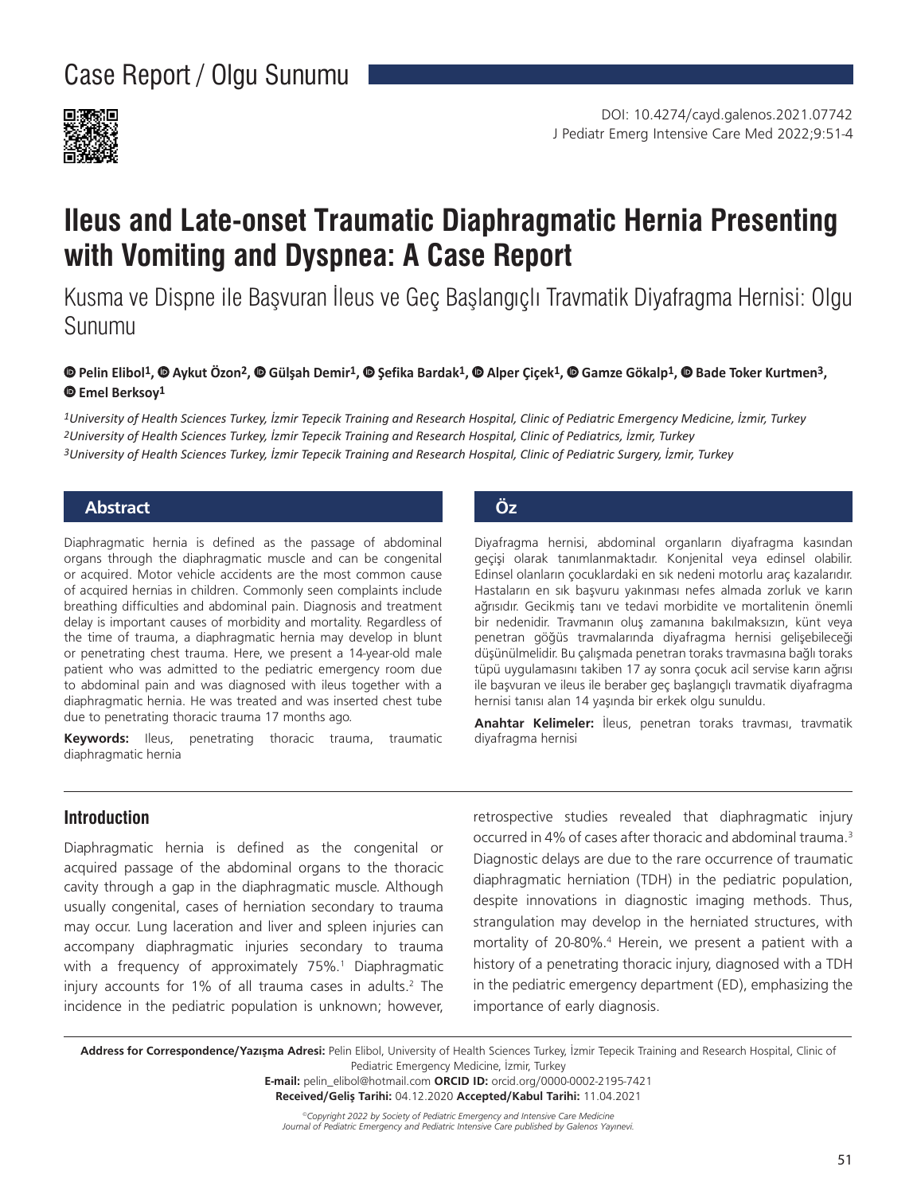Case Report / Olgu Sunumu

DOI: 10.4274/cayd.galenos.2021.07742

# Ileus and Late-onset Traumatic Diaphragmatic Hernia Presenting with Vomiting and Dyspnea: A Case Report

Kusma ve Dispne ile Başvuran İleus ve Geç Başlangıçlı Travmatik Diyafragma Hernisi: Olgu Sunumu

**Pelin Elibol[1], Aykut Özon[2], Gülşah Demir[1], Şefika Bardak[1], Alper Çiçek[1], Gamze Gökalp[1], Bade Toker Kurtmen[3], Emel Berksoy[1]**

*[1]University of Health Sciences Turkey, İzmir Tepecik Training and Research Hospital, Clinic of Pediatric Emergency Medicine, İzmir, Turkey*
*[2]University of Health Sciences Turkey, İzmir Tepecik Training and Research Hospital, Clinic of Pediatrics, İzmir, Turkey*
*[3]University of Health Sciences Turkey, İzmir Tepecik Training and Research Hospital, Clinic of Pediatric Surgery, İzmir, Turkey*

## Abstract

Diaphragmatic hernia is defined as the passage of abdominal organs through the diaphragmatic muscle and can be congenital or acquired. Motor vehicle accidents are the most common cause of acquired hernias in children. Commonly seen complaints include breathing difficulties and abdominal pain. Diagnosis and treatment delay is important causes of morbidity and mortality. Regardless of the time of trauma, a diaphragmatic hernia may develop in blunt or penetrating chest trauma. Here, we present a 14-year-old male patient who was admitted to the pediatric emergency room due to abdominal pain and was diagnosed with ileus together with a diaphragmatic hernia. He was treated and was inserted chest tube due to penetrating thoracic trauma 17 months ago.

**Keywords:** Ileus, penetrating thoracic trauma, traumatic diaphragmatic hernia

## Öz

Diyafragma hernisi, abdominal organların diyafragma kasından geçişi olarak tanımlanmaktadır. Konjenital veya edinsel olabilir. Edinsel olanların çocuklardaki en sık nedeni motorlu araç kazalarıdır. Hastaların en sık başvuru yakınması nefes almada zorluk ve karın ağrısıdır. Gecikmiş tanı ve tedavi morbidite ve mortalitenin önemli bir nedenidir. Travmanın oluş zamanına bakılmaksızın, künt veya penetran göğüs travmalarında diyafragma hernisi gelişebileceği düşünülmelidir. Bu çalışmada penetran toraks travmasına bağlı toraks tüpü uygulamasını takiben 17 ay sonra çocuk acil servise karın ağrısı ile başvuran ve ileus ile beraber geç başlangıçlı travmatik diyafragma hernisi tanısı alan 14 yaşında bir erkek olgu sunuldu.

**Anahtar Kelimeler:** İleus, penetran toraks travması, travmatik diyafragma hernisi

## Introduction

Diaphragmatic hernia is defined as the congenital or acquired passage of the abdominal organs to the thoracic cavity through a gap in the diaphragmatic muscle. Although usually congenital, cases of herniation secondary to trauma may occur. Lung laceration and liver and spleen injuries can accompany diaphragmatic injuries secondary to trauma with a frequency of approximately 75%.[1] Diaphragmatic injury accounts for 1% of all trauma cases in adults.[2] The incidence in the pediatric population is unknown; however, retrospective studies revealed that diaphragmatic injury occurred in 4% of cases after thoracic and abdominal trauma.[3] Diagnostic delays are due to the rare occurrence of traumatic diaphragmatic herniation (TDH) in the pediatric population, despite innovations in diagnostic imaging methods. Thus, strangulation may develop in the herniated structures, with mortality of 20-80%.[4] Herein, we present a patient with a history of a penetrating thoracic injury, diagnosed with a TDH in the pediatric emergency department (ED), emphasizing the importance of early diagnosis.

**Address for Correspondence/Yazışma Adresi:** Pelin Elibol, University of Health Sciences Turkey, İzmir Tepecik Training and Research Hospital, Clinic of Pediatric Emergency Medicine, İzmir, Turkey
**E-mail:** pelin_elibol@hotmail.com **ORCID ID:** orcid.org/0000-0002-2195-7421
**Received/Geliş Tarihi:** 04.12.2020 **Accepted/Kabul Tarihi:** 11.04.2021

*©Copyright 2022 by Society of Pediatric Emergency and Intensive Care Medicine*
*Journal of Pediatric Emergency and Pediatric Intensive Care published by Galenos Yayınevi.*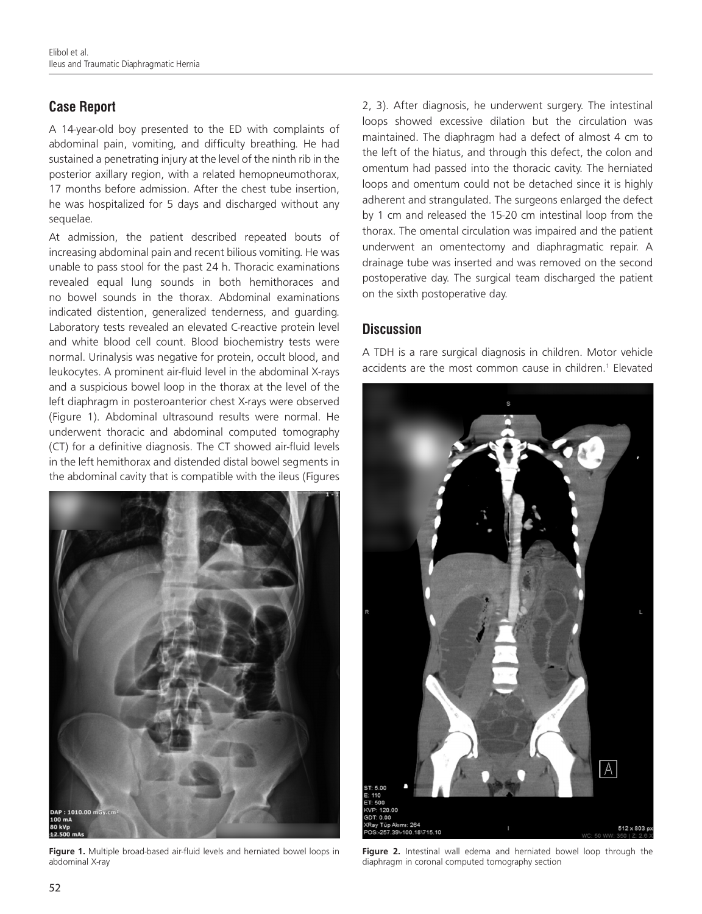## Case Report

A 14-year-old boy presented to the ED with complaints of abdominal pain, vomiting, and difficulty breathing. He had sustained a penetrating injury at the level of the ninth rib in the posterior axillary region, with a related hemopneumothorax, 17 months before admission. After the chest tube insertion, he was hospitalized for 5 days and discharged without any sequelae.

At admission, the patient described repeated bouts of increasing abdominal pain and recent bilious vomiting. He was unable to pass stool for the past 24 h. Thoracic examinations revealed equal lung sounds in both hemithoraces and no bowel sounds in the thorax. Abdominal examinations indicated distention, generalized tenderness, and guarding. Laboratory tests revealed an elevated C-reactive protein level and white blood cell count. Blood biochemistry tests were normal. Urinalysis was negative for protein, occult blood, and leukocytes. A prominent air-fluid level in the abdominal X-rays and a suspicious bowel loop in the thorax at the level of the left diaphragm in posteroanterior chest X-rays were observed (Figure 1). Abdominal ultrasound results were normal. He underwent thoracic and abdominal computed tomography (CT) for a definitive diagnosis. The CT showed air-fluid levels in the left hemithorax and distended distal bowel segments in the abdominal cavity that is compatible with the ileus (Figures 2, 3). After diagnosis, he underwent surgery. The intestinal loops showed excessive dilation but the circulation was maintained. The diaphragm had a defect of almost 4 cm to the left of the hiatus, and through this defect, the colon and omentum had passed into the thoracic cavity. The herniated loops and omentum could not be detached since it is highly adherent and strangulated. The surgeons enlarged the defect by 1 cm and released the 15-20 cm intestinal loop from the thorax. The omental circulation was impaired and the patient underwent an omentectomy and diaphragmatic repair. A drainage tube was inserted and was removed on the second postoperative day. The surgical team discharged the patient on the sixth postoperative day.

**Figure 1.** Multiple broad-based air-fluid levels and herniated bowel loops in abdominal X-ray

## Discussion

A TDH is a rare surgical diagnosis in children. Motor vehicle accidents are the most common cause in children.[1] Elevated

**Figure 2.** Intestinal wall edema and herniated bowel loop through the diaphragm in coronal computed tomography section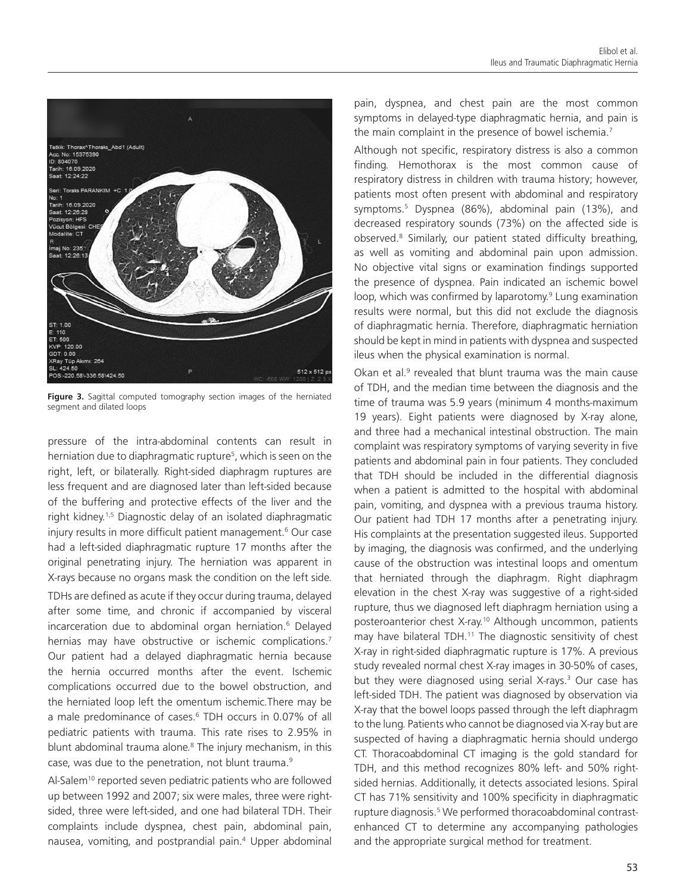Figure 3. Sagittal computed tomography section images of the herniated segment and dilated loops

pressure of the intra-abdominal contents can result in herniation due to diaphragmatic rupture[5], which is seen on the right, left, or bilaterally. Right-sided diaphragm ruptures are less frequent and are diagnosed later than left-sided because of the buffering and protective effects of the liver and the right kidney.[1,5] Diagnostic delay of an isolated diaphragmatic injury results in more difficult patient management.[6] Our case had a left-sided diaphragmatic rupture 17 months after the original penetrating injury. The herniation was apparent in X-rays because no organs mask the condition on the left side.

TDHs are defined as acute if they occur during trauma, delayed after some time, and chronic if accompanied by visceral incarceration due to abdominal organ herniation.[6] Delayed hernias may have obstructive or ischemic complications.[7] Our patient had a delayed diaphragmatic hernia because the hernia occurred months after the event. Ischemic complications occurred due to the bowel obstruction, and the herniated loop left the omentum ischemic.There may be a male predominance of cases.[6] TDH occurs in 0.07% of all pediatric patients with trauma. This rate rises to 2.95% in blunt abdominal trauma alone.[8] The injury mechanism, in this case, was due to the penetration, not blunt trauma.[9]

Al-Salem[10] reported seven pediatric patients who are followed up between 1992 and 2007; six were males, three were right-sided, three were left-sided, and one had bilateral TDH. Their complaints include dyspnea, chest pain, abdominal pain, nausea, vomiting, and postprandial pain.[4] Upper abdominal pain, dyspnea, and chest pain are the most common symptoms in delayed-type diaphragmatic hernia, and pain is the main complaint in the presence of bowel ischemia.[7]

Although not specific, respiratory distress is also a common finding. Hemothorax is the most common cause of respiratory distress in children with trauma history; however, patients most often present with abdominal and respiratory symptoms.[5] Dyspnea (86%), abdominal pain (13%), and decreased respiratory sounds (73%) on the affected side is observed.[8] Similarly, our patient stated difficulty breathing, as well as vomiting and abdominal pain upon admission. No objective vital signs or examination findings supported the presence of dyspnea. Pain indicated an ischemic bowel loop, which was confirmed by laparotomy.[9] Lung examination results were normal, but this did not exclude the diagnosis of diaphragmatic hernia. Therefore, diaphragmatic herniation should be kept in mind in patients with dyspnea and suspected ileus when the physical examination is normal.

Okan et al.[9] revealed that blunt trauma was the main cause of TDH, and the median time between the diagnosis and the time of trauma was 5.9 years (minimum 4 months-maximum 19 years). Eight patients were diagnosed by X-ray alone, and three had a mechanical intestinal obstruction. The main complaint was respiratory symptoms of varying severity in five patients and abdominal pain in four patients. They concluded that TDH should be included in the differential diagnosis when a patient is admitted to the hospital with abdominal pain, vomiting, and dyspnea with a previous trauma history. Our patient had TDH 17 months after a penetrating injury. His complaints at the presentation suggested ileus. Supported by imaging, the diagnosis was confirmed, and the underlying cause of the obstruction was intestinal loops and omentum that herniated through the diaphragm. Right diaphragm elevation in the chest X-ray was suggestive of a right-sided rupture, thus we diagnosed left diaphragm herniation using a posteroanterior chest X-ray.[10] Although uncommon, patients may have bilateral TDH.[11] The diagnostic sensitivity of chest X-ray in right-sided diaphragmatic rupture is 17%. A previous study revealed normal chest X-ray images in 30-50% of cases, but they were diagnosed using serial X-rays.[3] Our case has left-sided TDH. The patient was diagnosed by observation via X-ray that the bowel loops passed through the left diaphragm to the lung. Patients who cannot be diagnosed via X-ray but are suspected of having a diaphragmatic hernia should undergo CT. Thoracoabdominal CT imaging is the gold standard for TDH, and this method recognizes 80% left- and 50% right-sided hernias. Additionally, it detects associated lesions. Spiral CT has 71% sensitivity and 100% specificity in diaphragmatic rupture diagnosis.[5] We performed thoracoabdominal contrast-enhanced CT to determine any accompanying pathologies and the appropriate surgical method for treatment.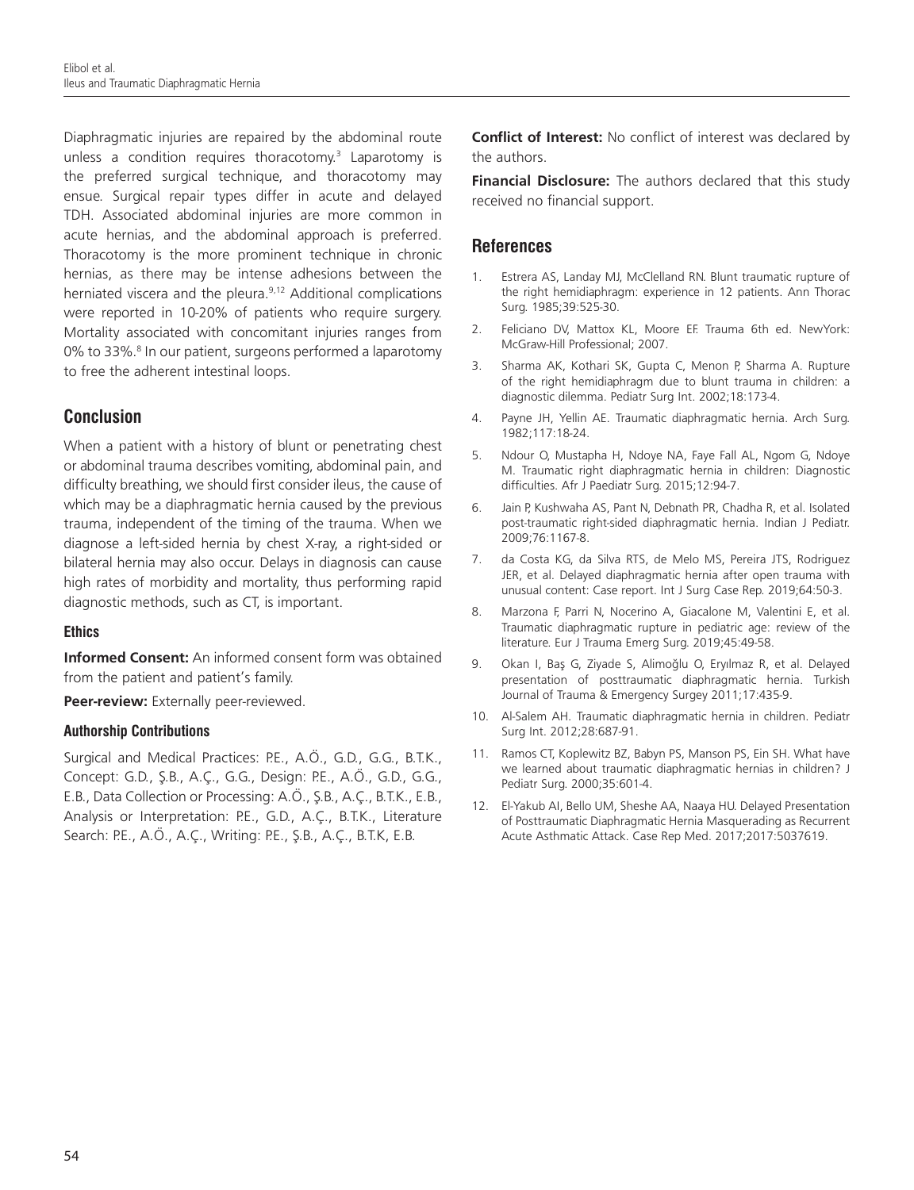Diaphragmatic injuries are repaired by the abdominal route unless a condition requires thoracotomy.[3] Laparotomy is the preferred surgical technique, and thoracotomy may ensue. Surgical repair types differ in acute and delayed TDH. Associated abdominal injuries are more common in acute hernias, and the abdominal approach is preferred. Thoracotomy is the more prominent technique in chronic hernias, as there may be intense adhesions between the herniated viscera and the pleura.[9,12] Additional complications were reported in 10-20% of patients who require surgery. Mortality associated with concomitant injuries ranges from 0% to 33%.[8] In our patient, surgeons performed a laparotomy to free the adherent intestinal loops.

## Conclusion

When a patient with a history of blunt or penetrating chest or abdominal trauma describes vomiting, abdominal pain, and difficulty breathing, we should first consider ileus, the cause of which may be a diaphragmatic hernia caused by the previous trauma, independent of the timing of the trauma. When we diagnose a left-sided hernia by chest X-ray, a right-sided or bilateral hernia may also occur. Delays in diagnosis can cause high rates of morbidity and mortality, thus performing rapid diagnostic methods, such as CT, is important.

### Ethics

**Informed Consent:** An informed consent form was obtained from the patient and patient's family.

**Peer-review:** Externally peer-reviewed.

### Authorship Contributions

Surgical and Medical Practices: P.E., A.Ö., G.D., G.G., B.T.K., Concept: G.D., Ş.B., A.Ç., G.G., Design: P.E., A.Ö., G.D., G.G., E.B., Data Collection or Processing: A.Ö., Ş.B., A.Ç., B.T.K., E.B., Analysis or Interpretation: P.E., G.D., A.Ç., B.T.K., Literature Search: P.E., A.Ö., A.Ç., Writing: P.E., Ş.B., A.Ç., B.T.K, E.B.

**Conflict of Interest:** No conflict of interest was declared by the authors.

**Financial Disclosure:** The authors declared that this study received no financial support.

## References

1. Estrera AS, Landay MJ, McClelland RN. Blunt traumatic rupture of the right hemidiaphragm: experience in 12 patients. Ann Thorac Surg. 1985;39:525-30.
2. Feliciano DV, Mattox KL, Moore EF. Trauma 6th ed. NewYork: McGraw-Hill Professional; 2007.
3. Sharma AK, Kothari SK, Gupta C, Menon P, Sharma A. Rupture of the right hemidiaphragm due to blunt trauma in children: a diagnostic dilemma. Pediatr Surg Int. 2002;18:173-4.
4. Payne JH, Yellin AE. Traumatic diaphragmatic hernia. Arch Surg. 1982;117:18-24.
5. Ndour O, Mustapha H, Ndoye NA, Faye Fall AL, Ngom G, Ndoye M. Traumatic right diaphragmatic hernia in children: Diagnostic difficulties. Afr J Paediatr Surg. 2015;12:94-7.
6. Jain P, Kushwaha AS, Pant N, Debnath PR, Chadha R, et al. Isolated post-traumatic right-sided diaphragmatic hernia. Indian J Pediatr. 2009;76:1167-8.
7. da Costa KG, da Silva RTS, de Melo MS, Pereira JTS, Rodriguez JER, et al. Delayed diaphragmatic hernia after open trauma with unusual content: Case report. Int J Surg Case Rep. 2019;64:50-3.
8. Marzona F, Parri N, Nocerino A, Giacalone M, Valentini E, et al. Traumatic diaphragmatic rupture in pediatric age: review of the literature. Eur J Trauma Emerg Surg. 2019;45:49-58.
9. Okan I, Baş G, Ziyade S, Alimoğlu O, Eryılmaz R, et al. Delayed presentation of posttraumatic diaphragmatic hernia. Turkish Journal of Trauma & Emergency Surgey 2011;17:435-9.
10. Al-Salem AH. Traumatic diaphragmatic hernia in children. Pediatr Surg Int. 2012;28:687-91.
11. Ramos CT, Koplewitz BZ, Babyn PS, Manson PS, Ein SH. What have we learned about traumatic diaphragmatic hernias in children? J Pediatr Surg. 2000;35:601-4.
12. El-Yakub AI, Bello UM, Sheshe AA, Naaya HU. Delayed Presentation of Posttraumatic Diaphragmatic Hernia Masquerading as Recurrent Acute Asthmatic Attack. Case Rep Med. 2017;2017:5037619.